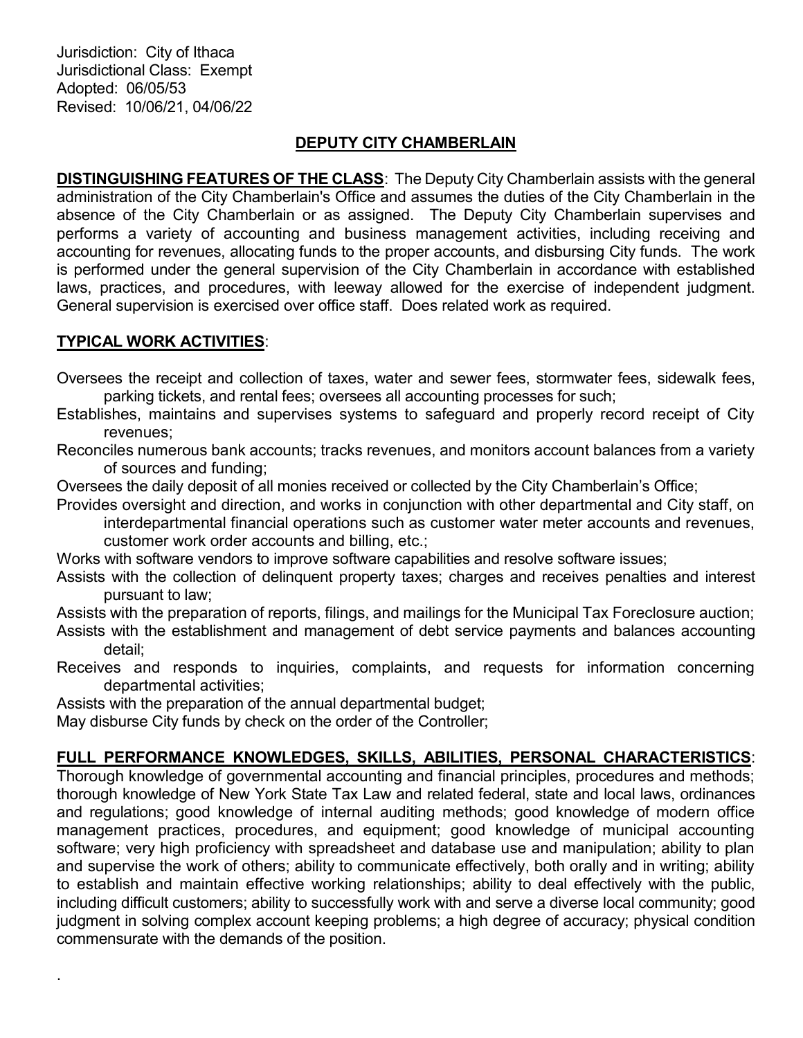Jurisdiction: City of Ithaca
Jurisdictional Class: Exempt
Adopted: 06/05/53
Revised: 10/06/21, 04/06/22

# DEPUTY CITY CHAMBERLAIN

**DISTINGUISHING FEATURES OF THE CLASS**: The Deputy City Chamberlain assists with the general administration of the City Chamberlain's Office and assumes the duties of the City Chamberlain in the absence of the City Chamberlain or as assigned. The Deputy City Chamberlain supervises and performs a variety of accounting and business management activities, including receiving and accounting for revenues, allocating funds to the proper accounts, and disbursing City funds. The work is performed under the general supervision of the City Chamberlain in accordance with established laws, practices, and procedures, with leeway allowed for the exercise of independent judgment. General supervision is exercised over office staff. Does related work as required.

**TYPICAL WORK ACTIVITIES**:

Oversees the receipt and collection of taxes, water and sewer fees, stormwater fees, sidewalk fees, parking tickets, and rental fees; oversees all accounting processes for such;

Establishes, maintains and supervises systems to safeguard and properly record receipt of City revenues;

Reconciles numerous bank accounts; tracks revenues, and monitors account balances from a variety of sources and funding;

Oversees the daily deposit of all monies received or collected by the City Chamberlain's Office;

Provides oversight and direction, and works in conjunction with other departmental and City staff, on interdepartmental financial operations such as customer water meter accounts and revenues, customer work order accounts and billing, etc.;

Works with software vendors to improve software capabilities and resolve software issues;

Assists with the collection of delinquent property taxes; charges and receives penalties and interest pursuant to law;

Assists with the preparation of reports, filings, and mailings for the Municipal Tax Foreclosure auction;

Assists with the establishment and management of debt service payments and balances accounting detail;

Receives and responds to inquiries, complaints, and requests for information concerning departmental activities;

Assists with the preparation of the annual departmental budget;

May disburse City funds by check on the order of the Controller;

**FULL PERFORMANCE KNOWLEDGES, SKILLS, ABILITIES, PERSONAL CHARACTERISTICS**: Thorough knowledge of governmental accounting and financial principles, procedures and methods; thorough knowledge of New York State Tax Law and related federal, state and local laws, ordinances and regulations; good knowledge of internal auditing methods; good knowledge of modern office management practices, procedures, and equipment; good knowledge of municipal accounting software; very high proficiency with spreadsheet and database use and manipulation; ability to plan and supervise the work of others; ability to communicate effectively, both orally and in writing; ability to establish and maintain effective working relationships; ability to deal effectively with the public, including difficult customers; ability to successfully work with and serve a diverse local community; good judgment in solving complex account keeping problems; a high degree of accuracy; physical condition commensurate with the demands of the position.

.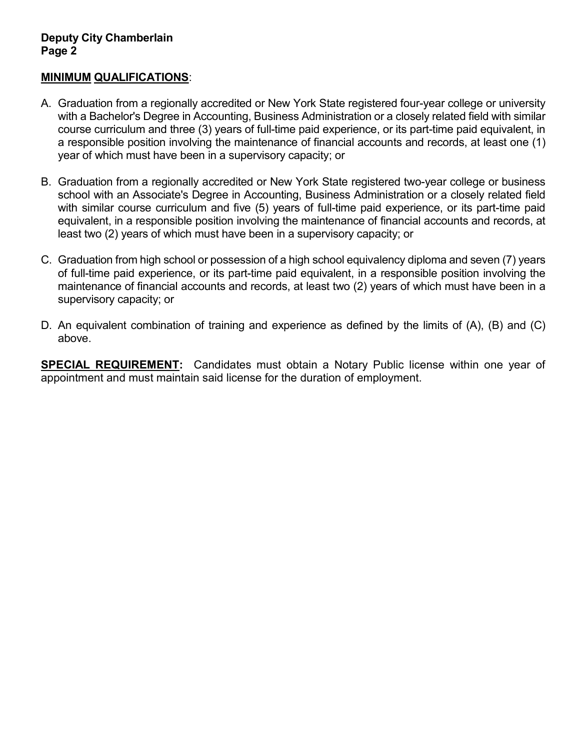**MINIMUM QUALIFICATIONS**:

A. Graduation from a regionally accredited or New York State registered four-year college or university with a Bachelor's Degree in Accounting, Business Administration or a closely related field with similar course curriculum and three (3) years of full-time paid experience, or its part-time paid equivalent, in a responsible position involving the maintenance of financial accounts and records, at least one (1) year of which must have been in a supervisory capacity; or

B. Graduation from a regionally accredited or New York State registered two-year college or business school with an Associate's Degree in Accounting, Business Administration or a closely related field with similar course curriculum and five (5) years of full-time paid experience, or its part-time paid equivalent, in a responsible position involving the maintenance of financial accounts and records, at least two (2) years of which must have been in a supervisory capacity; or

C. Graduation from high school or possession of a high school equivalency diploma and seven (7) years of full-time paid experience, or its part-time paid equivalent, in a responsible position involving the maintenance of financial accounts and records, at least two (2) years of which must have been in a supervisory capacity; or

D. An equivalent combination of training and experience as defined by the limits of (A), (B) and (C) above.

**SPECIAL REQUIREMENT:** Candidates must obtain a Notary Public license within one year of appointment and must maintain said license for the duration of employment.